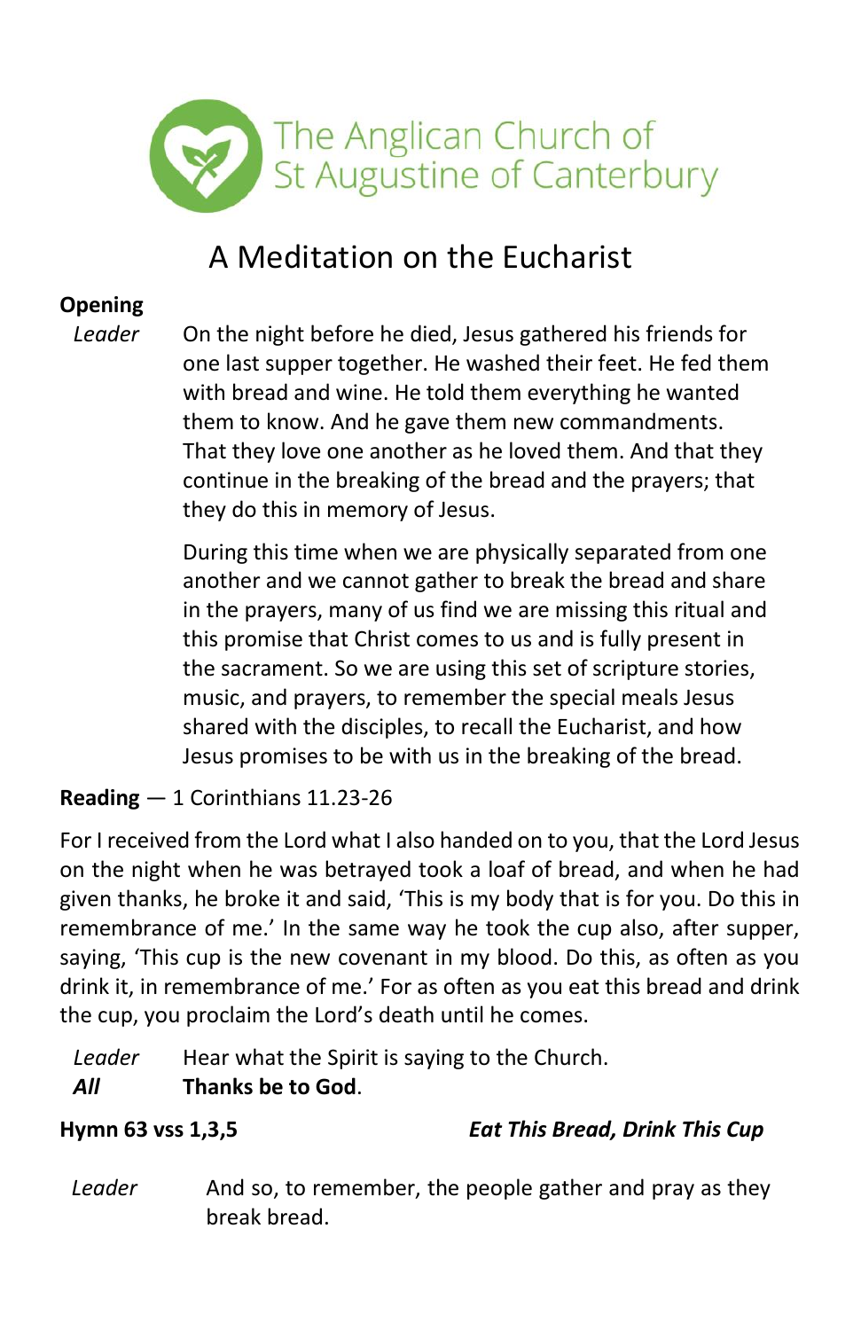The Anglican Church of St Augustine of Canterbury

# A Meditation on the Eucharist

**Opening**

*Leader* On the night before he died, Jesus gathered his friends for one last supper together. He washed their feet. He fed them with bread and wine. He told them everything he wanted them to know. And he gave them new commandments. That they love one another as he loved them. And that they continue in the breaking of the bread and the prayers; that they do this in memory of Jesus.

During this time when we are physically separated from one another and we cannot gather to break the bread and share in the prayers, many of us find we are missing this ritual and this promise that Christ comes to us and is fully present in the sacrament. So we are using this set of scripture stories, music, and prayers, to remember the special meals Jesus shared with the disciples, to recall the Eucharist, and how Jesus promises to be with us in the breaking of the bread.

**Reading** — 1 Corinthians 11.23-26

For I received from the Lord what I also handed on to you, that the Lord Jesus on the night when he was betrayed took a loaf of bread, and when he had given thanks, he broke it and said, 'This is my body that is for you. Do this in remembrance of me.' In the same way he took the cup also, after supper, saying, 'This cup is the new covenant in my blood. Do this, as often as you drink it, in remembrance of me.' For as often as you eat this bread and drink the cup, you proclaim the Lord's death until he comes.

*Leader* Hear what the Spirit is saying to the Church.
***All*** **Thanks be to God**.

**Hymn 63 vss 1,3,5** ***Eat This Bread, Drink This Cup***

*Leader* And so, to remember, the people gather and pray as they break bread.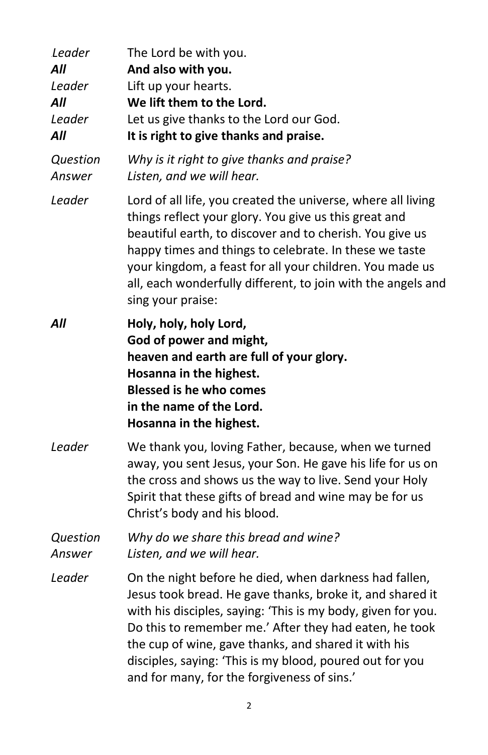*Leader* The Lord be with you.

***All*** **And also with you.**

*Leader* Lift up your hearts.

***All*** **We lift them to the Lord.**

*Leader* Let us give thanks to the Lord our God.

***All*** **It is right to give thanks and praise.**

*Question* *Why is it right to give thanks and praise?*

*Answer* *Listen, and we will hear.*

*Leader* Lord of all life, you created the universe, where all living things reflect your glory. You give us this great and beautiful earth, to discover and to cherish. You give us happy times and things to celebrate. In these we taste your kingdom, a feast for all your children. You made us all, each wonderfully different, to join with the angels and sing your praise:

***All*** **Holy, holy, holy Lord,**
**God of power and might,**
**heaven and earth are full of your glory.**
**Hosanna in the highest.**
**Blessed is he who comes**
**in the name of the Lord.**
**Hosanna in the highest.**

*Leader* We thank you, loving Father, because, when we turned away, you sent Jesus, your Son. He gave his life for us on the cross and shows us the way to live. Send your Holy Spirit that these gifts of bread and wine may be for us Christ's body and his blood.

*Question* *Why do we share this bread and wine?*

*Answer* *Listen, and we will hear.*

*Leader* On the night before he died, when darkness had fallen, Jesus took bread. He gave thanks, broke it, and shared it with his disciples, saying: 'This is my body, given for you. Do this to remember me.' After they had eaten, he took the cup of wine, gave thanks, and shared it with his disciples, saying: 'This is my blood, poured out for you and for many, for the forgiveness of sins.'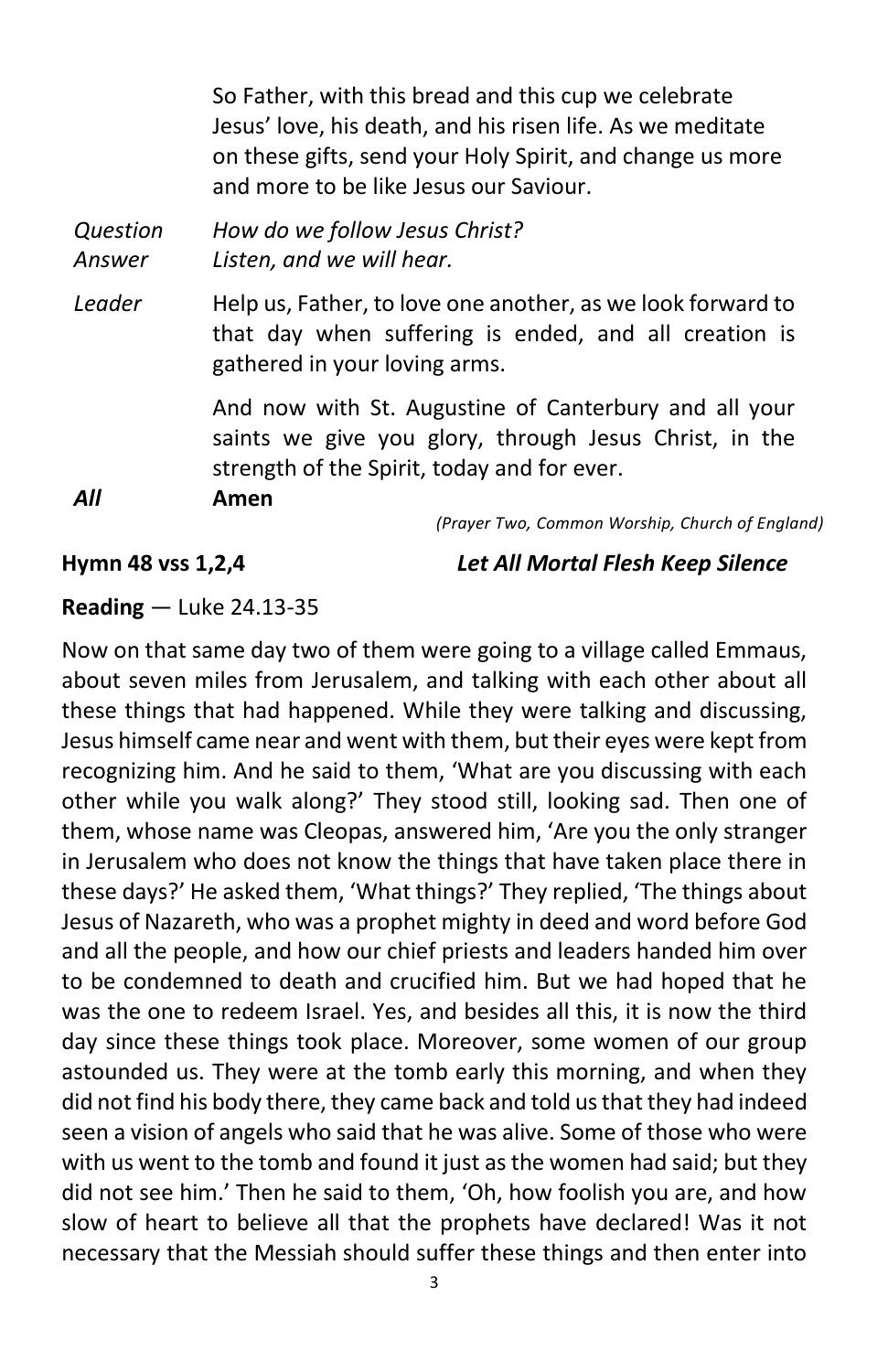So Father, with this bread and this cup we celebrate Jesus' love, his death, and his risen life. As we meditate on these gifts, send your Holy Spirit, and change us more and more to be like Jesus our Saviour.

*Question* *How do we follow Jesus Christ?*
*Answer* *Listen, and we will hear.*

*Leader* Help us, Father, to love one another, as we look forward to that day when suffering is ended, and all creation is gathered in your loving arms.

And now with St. Augustine of Canterbury and all your saints we give you glory, through Jesus Christ, in the strength of the Spirit, today and for ever.

***All*** **Amen**

*(Prayer Two, Common Worship, Church of England)*

**Hymn 48 vss 1,2,4** ***Let All Mortal Flesh Keep Silence***

**Reading** — Luke 24.13-35

Now on that same day two of them were going to a village called Emmaus, about seven miles from Jerusalem, and talking with each other about all these things that had happened. While they were talking and discussing, Jesus himself came near and went with them, but their eyes were kept from recognizing him. And he said to them, 'What are you discussing with each other while you walk along?' They stood still, looking sad. Then one of them, whose name was Cleopas, answered him, 'Are you the only stranger in Jerusalem who does not know the things that have taken place there in these days?' He asked them, 'What things?' They replied, 'The things about Jesus of Nazareth, who was a prophet mighty in deed and word before God and all the people, and how our chief priests and leaders handed him over to be condemned to death and crucified him. But we had hoped that he was the one to redeem Israel. Yes, and besides all this, it is now the third day since these things took place. Moreover, some women of our group astounded us. They were at the tomb early this morning, and when they did not find his body there, they came back and told us that they had indeed seen a vision of angels who said that he was alive. Some of those who were with us went to the tomb and found it just as the women had said; but they did not see him.' Then he said to them, 'Oh, how foolish you are, and how slow of heart to believe all that the prophets have declared! Was it not necessary that the Messiah should suffer these things and then enter into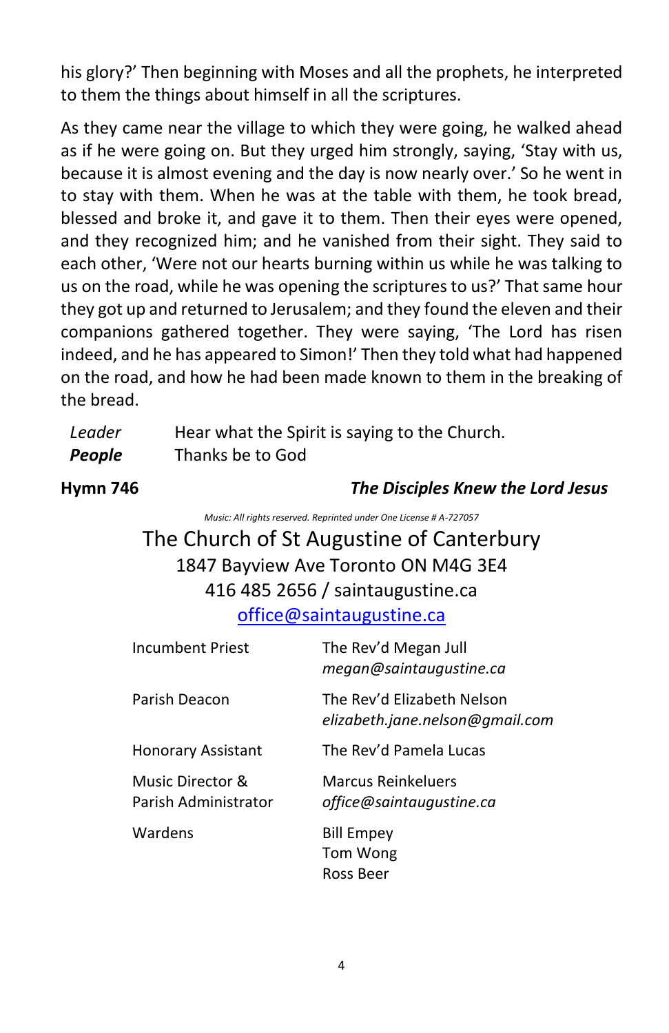his glory?’ Then beginning with Moses and all the prophets, he interpreted to them the things about himself in all the scriptures.

As they came near the village to which they were going, he walked ahead as if he were going on. But they urged him strongly, saying, ‘Stay with us, because it is almost evening and the day is now nearly over.’ So he went in to stay with them. When he was at the table with them, he took bread, blessed and broke it, and gave it to them. Then their eyes were opened, and they recognized him; and he vanished from their sight. They said to each other, ‘Were not our hearts burning within us while he was talking to us on the road, while he was opening the scriptures to us?’ That same hour they got up and returned to Jerusalem; and they found the eleven and their companions gathered together. They were saying, ‘The Lord has risen indeed, and he has appeared to Simon!’ Then they told what had happened on the road, and how he had been made known to them in the breaking of the bread.

*Leader* Hear what the Spirit is saying to the Church.
***People*** Thanks be to God

**Hymn 746** ***The Disciples Knew the Lord Jesus***

*Music: All rights reserved. Reprinted under One License # A-727057*

# The Church of St Augustine of Canterbury

1847 Bayview Ave Toronto ON M4G 3E4
416 485 2656 / saintaugustine.ca
office@saintaugustine.ca

| | |
|---|---|
| Incumbent Priest | The Rev’d Megan Jull<br>*megan@saintaugustine.ca* |
| Parish Deacon | The Rev’d Elizabeth Nelson<br>*elizabeth.jane.nelson@gmail.com* |
| Honorary Assistant | The Rev’d Pamela Lucas |
| Music Director & Parish Administrator | Marcus Reinkeluers<br>*office@saintaugustine.ca* |
| Wardens | Bill Empey<br>Tom Wong<br>Ross Beer |